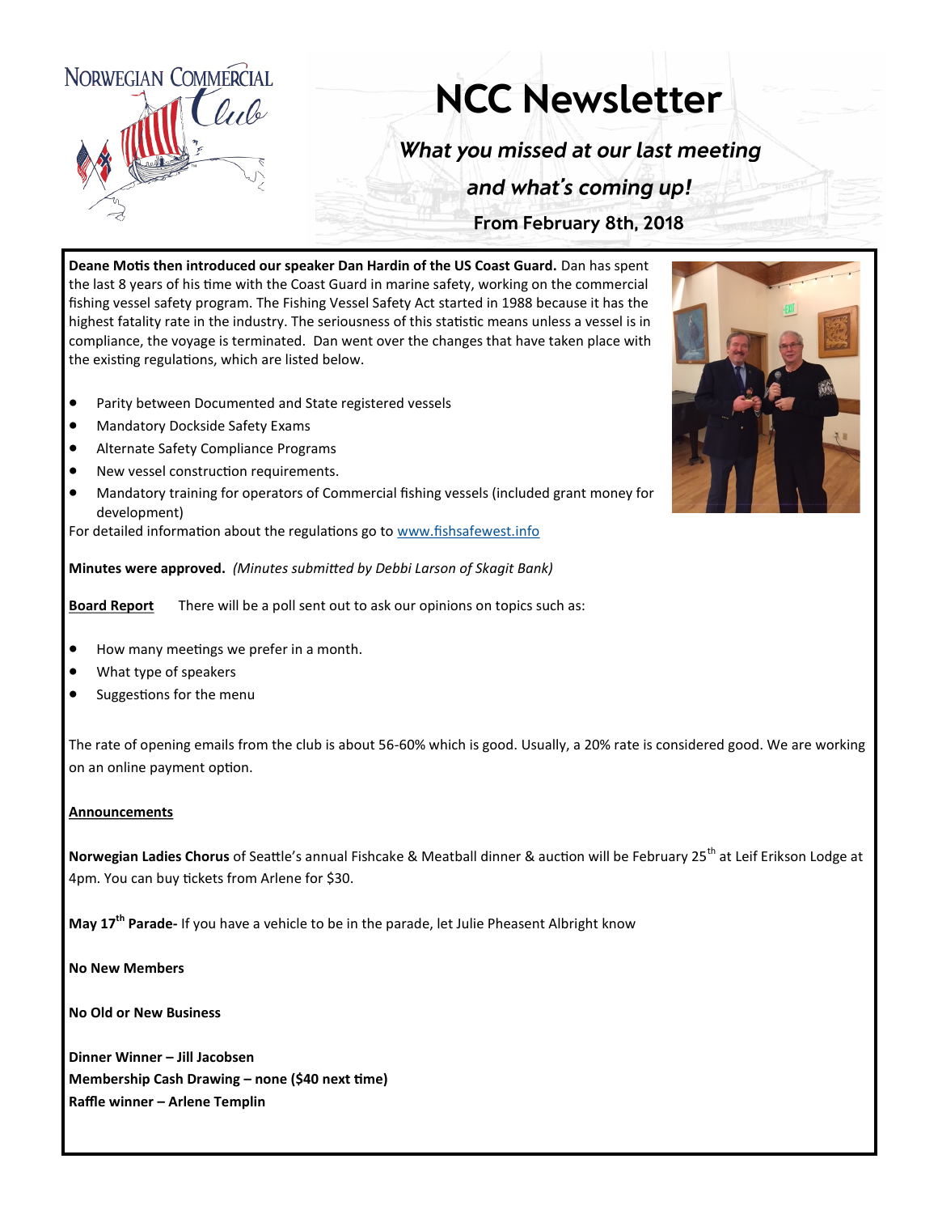# NCC Newsletter

*What you missed at our last meeting and what's coming up!*

**From February 8th, 2018**

**Deane Motis then introduced our speaker Dan Hardin of the US Coast Guard.** Dan has spent the last 8 years of his time with the Coast Guard in marine safety, working on the commercial fishing vessel safety program. The Fishing Vessel Safety Act started in 1988 because it has the highest fatality rate in the industry. The seriousness of this statistic means unless a vessel is in compliance, the voyage is terminated. Dan went over the changes that have taken place with the existing regulations, which are listed below.

- Parity between Documented and State registered vessels
- Mandatory Dockside Safety Exams
- Alternate Safety Compliance Programs
- New vessel construction requirements.
- Mandatory training for operators of Commercial fishing vessels (included grant money for development)

For detailed information about the regulations go to www.fishsafewest.info

**Minutes were approved.** *(Minutes submitted by Debbi Larson of Skagit Bank)*

**Board Report** There will be a poll sent out to ask our opinions on topics such as:

- How many meetings we prefer in a month.
- What type of speakers
- Suggestions for the menu

The rate of opening emails from the club is about 56-60% which is good. Usually, a 20% rate is considered good. We are working on an online payment option.

**Announcements**

**Norwegian Ladies Chorus** of Seattle's annual Fishcake & Meatball dinner & auction will be February 25th at Leif Erikson Lodge at 4pm. You can buy tickets from Arlene for $30.

**May 17th Parade-** If you have a vehicle to be in the parade, let Julie Pheasent Albright know

**No New Members**

**No Old or New Business**

**Dinner Winner – Jill Jacobsen**
**Membership Cash Drawing – none ($40 next time)**
**Raffle winner – Arlene Templin**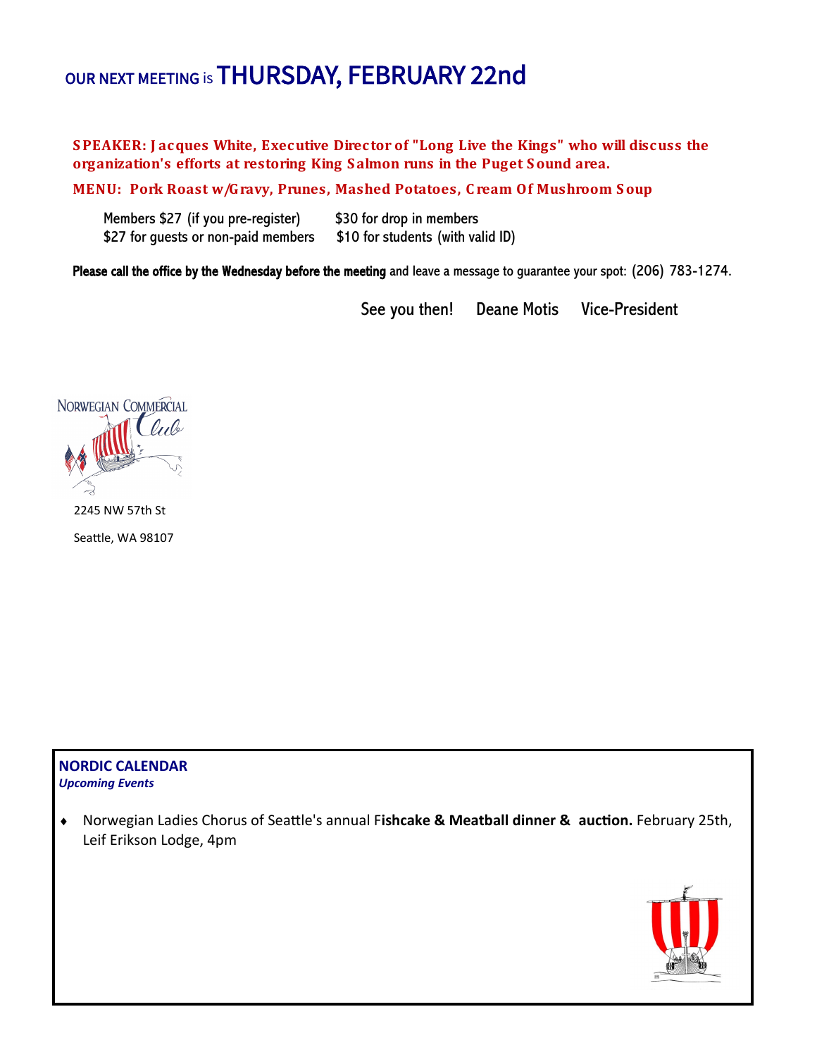# OUR NEXT MEETING is THURSDAY, FEBRUARY 22nd

**SPEAKER: Jacques White, Executive Director of "Long Live the Kings" who will discuss the organization's efforts at restoring King Salmon runs in the Puget Sound area.**

**MENU: Pork Roast w/Gravy, Prunes, Mashed Potatoes, Cream Of Mushroom Soup**

| | |
|---|---|
| Members $27 (if you pre-register) | $30 for drop in members |
| $27 for guests or non-paid members | $10 for students (with valid ID) |

**Please call the office by the Wednesday before the meeting** and leave a message to guarantee your spot: (206) 783-1274.

See you then! Deane Motis Vice-President

Norwegian Commercial Club

2245 NW 57th St

Seattle, WA 98107

## NORDIC CALENDAR

***Upcoming Events***

- Norwegian Ladies Chorus of Seattle's annual F**ishcake & Meatball dinner & auction.** February 25th, Leif Erikson Lodge, 4pm